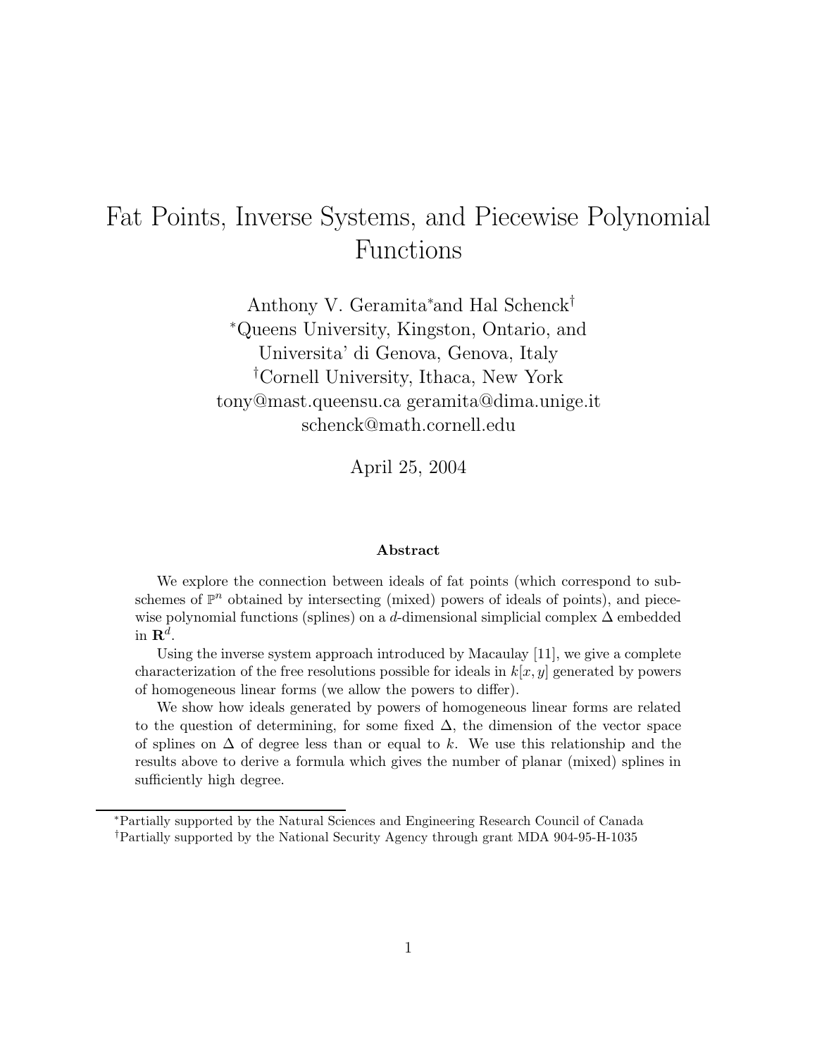# Fat Points, Inverse Systems, and Piecewise Polynomial Functions

Anthony V. Geramita[*] and Hal Schenck[†]

[*]Queens University, Kingston, Ontario, and
Universita' di Genova, Genova, Italy

[†]Cornell University, Ithaca, New York

tony@mast.queensu.ca geramita@dima.unige.it
schenck@math.cornell.edu

April 25, 2004

### Abstract

We explore the connection between ideals of fat points (which correspond to subschemes of $\mathbb{P}^n$ obtained by intersecting (mixed) powers of ideals of points), and piecewise polynomial functions (splines) on a $d$-dimensional simplicial complex $\Delta$ embedded in $\mathbf{R}^d$.

Using the inverse system approach introduced by Macaulay [11], we give a complete characterization of the free resolutions possible for ideals in $k[x, y]$ generated by powers of homogeneous linear forms (we allow the powers to differ).

We show how ideals generated by powers of homogeneous linear forms are related to the question of determining, for some fixed $\Delta$, the dimension of the vector space of splines on $\Delta$ of degree less than or equal to $k$. We use this relationship and the results above to derive a formula which gives the number of planar (mixed) splines in sufficiently high degree.

---

[*]Partially supported by the Natural Sciences and Engineering Research Council of Canada

[†]Partially supported by the National Security Agency through grant MDA 904-95-H-1035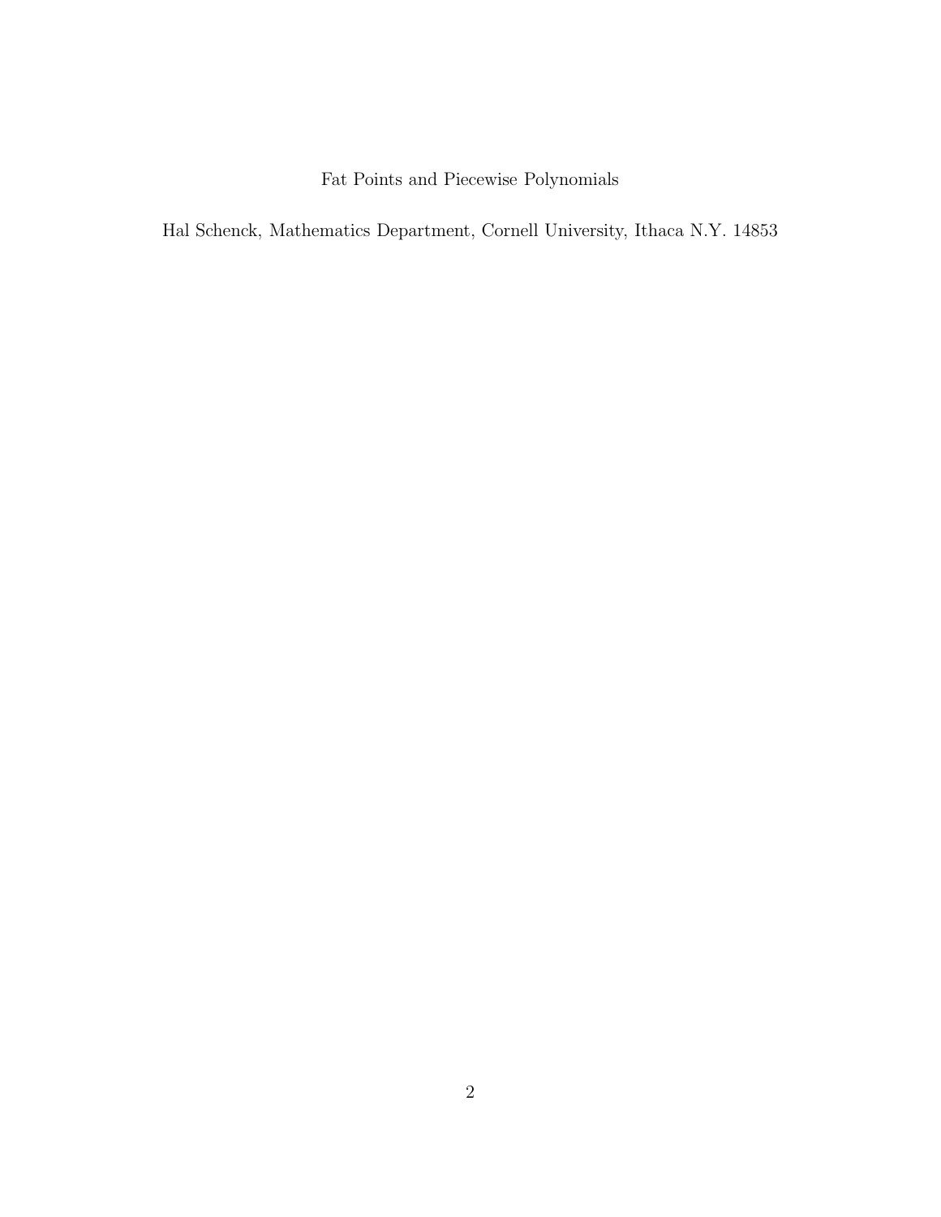Fat Points and Piecewise Polynomials

Hal Schenck, Mathematics Department, Cornell University, Ithaca N.Y. 14853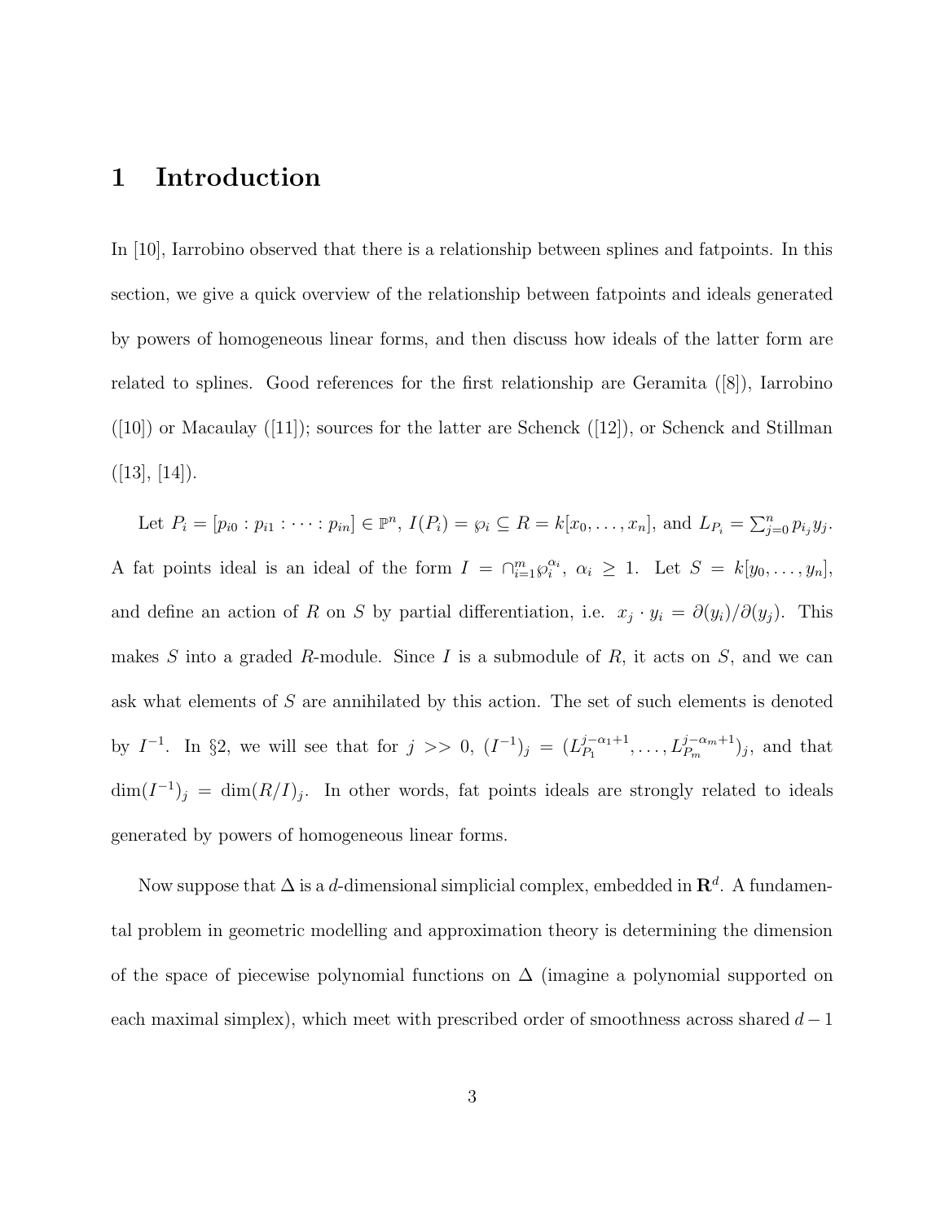# 1 Introduction

In [10], Iarrobino observed that there is a relationship between splines and fatpoints. In this section, we give a quick overview of the relationship between fatpoints and ideals generated by powers of homogeneous linear forms, and then discuss how ideals of the latter form are related to splines. Good references for the first relationship are Geramita ([8]), Iarrobino ([10]) or Macaulay ([11]); sources for the latter are Schenck ([12]), or Schenck and Stillman ([13], [14]).

Let $P_i = [p_{i0} : p_{i1} : \cdots : p_{in}] \in \mathbb{P}^n$, $I(P_i) = \wp_i \subseteq R = k[x_0, \ldots, x_n]$, and $L_{P_i} = \sum_{j=0}^{n} p_{i_j} y_j$. A fat points ideal is an ideal of the form $I = \cap_{i=1}^{m} \wp_i^{\alpha_i}$, $\alpha_i \geq 1$. Let $S = k[y_0, \ldots, y_n]$, and define an action of $R$ on $S$ by partial differentiation, i.e. $x_j \cdot y_i = \partial(y_i)/\partial(y_j)$. This makes $S$ into a graded $R$-module. Since $I$ is a submodule of $R$, it acts on $S$, and we can ask what elements of $S$ are annihilated by this action. The set of such elements is denoted by $I^{-1}$. In §2, we will see that for $j >> 0$, $(I^{-1})_j = (L_{P_1}^{j-\alpha_1+1}, \ldots, L_{P_m}^{j-\alpha_m+1})_j$, and that $\dim(I^{-1})_j = \dim(R/I)_j$. In other words, fat points ideals are strongly related to ideals generated by powers of homogeneous linear forms.

Now suppose that $\Delta$ is a $d$-dimensional simplicial complex, embedded in $\mathbf{R}^d$. A fundamental problem in geometric modelling and approximation theory is determining the dimension of the space of piecewise polynomial functions on $\Delta$ (imagine a polynomial supported on each maximal simplex), which meet with prescribed order of smoothness across shared $d-1$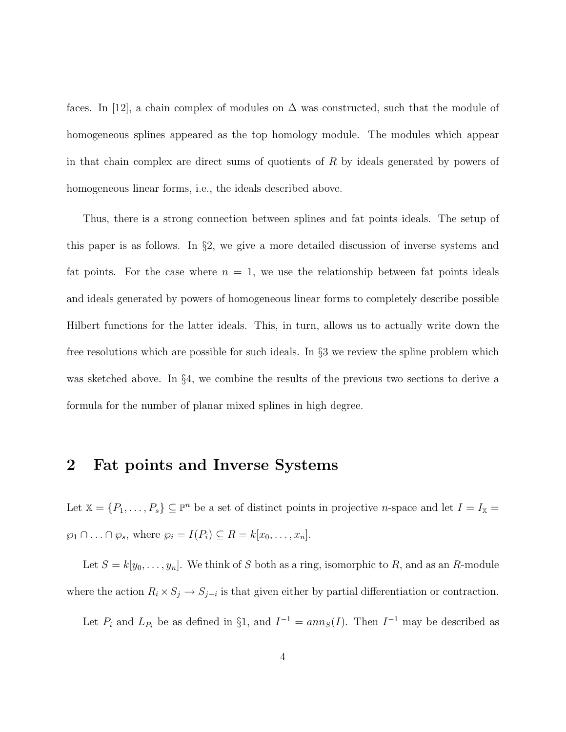faces. In [12], a chain complex of modules on $\Delta$ was constructed, such that the module of homogeneous splines appeared as the top homology module. The modules which appear in that chain complex are direct sums of quotients of $R$ by ideals generated by powers of homogeneous linear forms, i.e., the ideals described above.

Thus, there is a strong connection between splines and fat points ideals. The setup of this paper is as follows. In §2, we give a more detailed discussion of inverse systems and fat points. For the case where $n = 1$, we use the relationship between fat points ideals and ideals generated by powers of homogeneous linear forms to completely describe possible Hilbert functions for the latter ideals. This, in turn, allows us to actually write down the free resolutions which are possible for such ideals. In §3 we review the spline problem which was sketched above. In §4, we combine the results of the previous two sections to derive a formula for the number of planar mixed splines in high degree.

## 2 Fat points and Inverse Systems

Let $\mathbb{X} = \{P_1, \ldots, P_s\} \subseteq \mathbb{P}^n$ be a set of distinct points in projective $n$-space and let $I = I_{\mathbb{X}} = \wp_1 \cap \ldots \cap \wp_s$, where $\wp_i = I(P_i) \subseteq R = k[x_0, \ldots, x_n]$.

Let $S = k[y_0, \ldots, y_n]$. We think of $S$ both as a ring, isomorphic to $R$, and as an $R$-module where the action $R_i \times S_j \to S_{j-i}$ is that given either by partial differentiation or contraction.

Let $P_i$ and $L_{P_i}$ be as defined in §1, and $I^{-1} = ann_S(I)$. Then $I^{-1}$ may be described as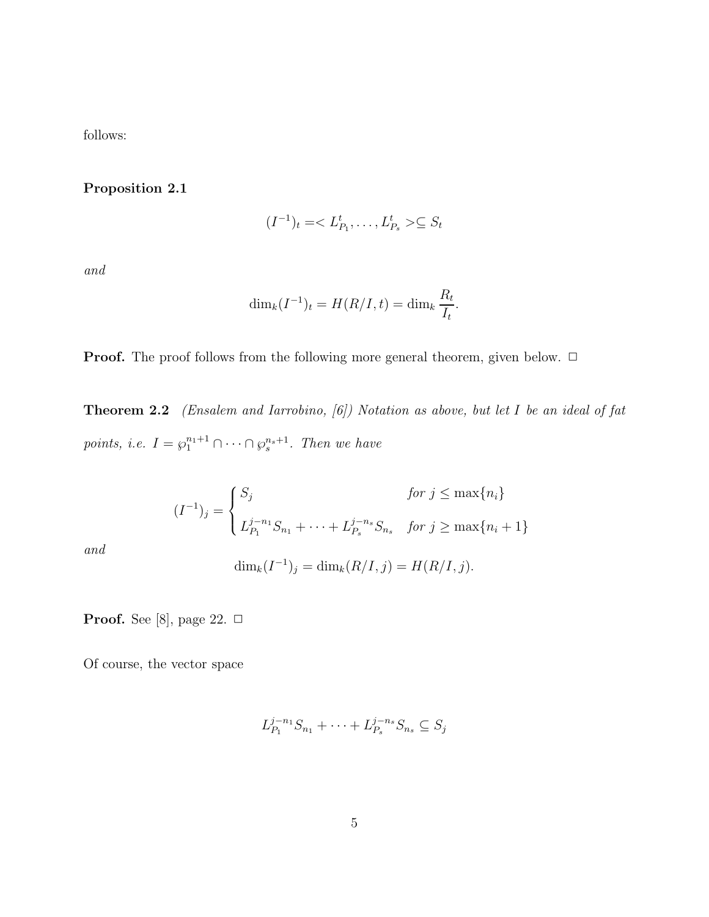follows:

**Proposition 2.1**

$$(I^{-1})_t =< L_{P_1}^t, \dots, L_{P_s}^t >\subseteq S_t$$

*and*

$$\dim_k (I^{-1})_t = H(R/I, t) = \dim_k \frac{R_t}{I_t}.$$

**Proof.** The proof follows from the following more general theorem, given below. $\square$

**Theorem 2.2** *(Ensalem and Iarrobino, [6]) Notation as above, but let $I$ be an ideal of fat points, i.e. $I = \wp_1^{n_1+1} \cap \dots \cap \wp_s^{n_s+1}$. Then we have*

$$(I^{-1})_j = \begin{cases} S_j & \text{for } j \leq \max\{n_i\} \\ L_{P_1}^{j-n_1} S_{n_1} + \dots + L_{P_s}^{j-n_s} S_{n_s} & \text{for } j \geq \max\{n_i + 1\} \end{cases}$$

*and*

$$\dim_k (I^{-1})_j = \dim_k (R/I, j) = H(R/I, j).$$

**Proof.** See [8], page 22. $\square$

Of course, the vector space

$$L_{P_1}^{j-n_1} S_{n_1} + \dots + L_{P_s}^{j-n_s} S_{n_s} \subseteq S_j$$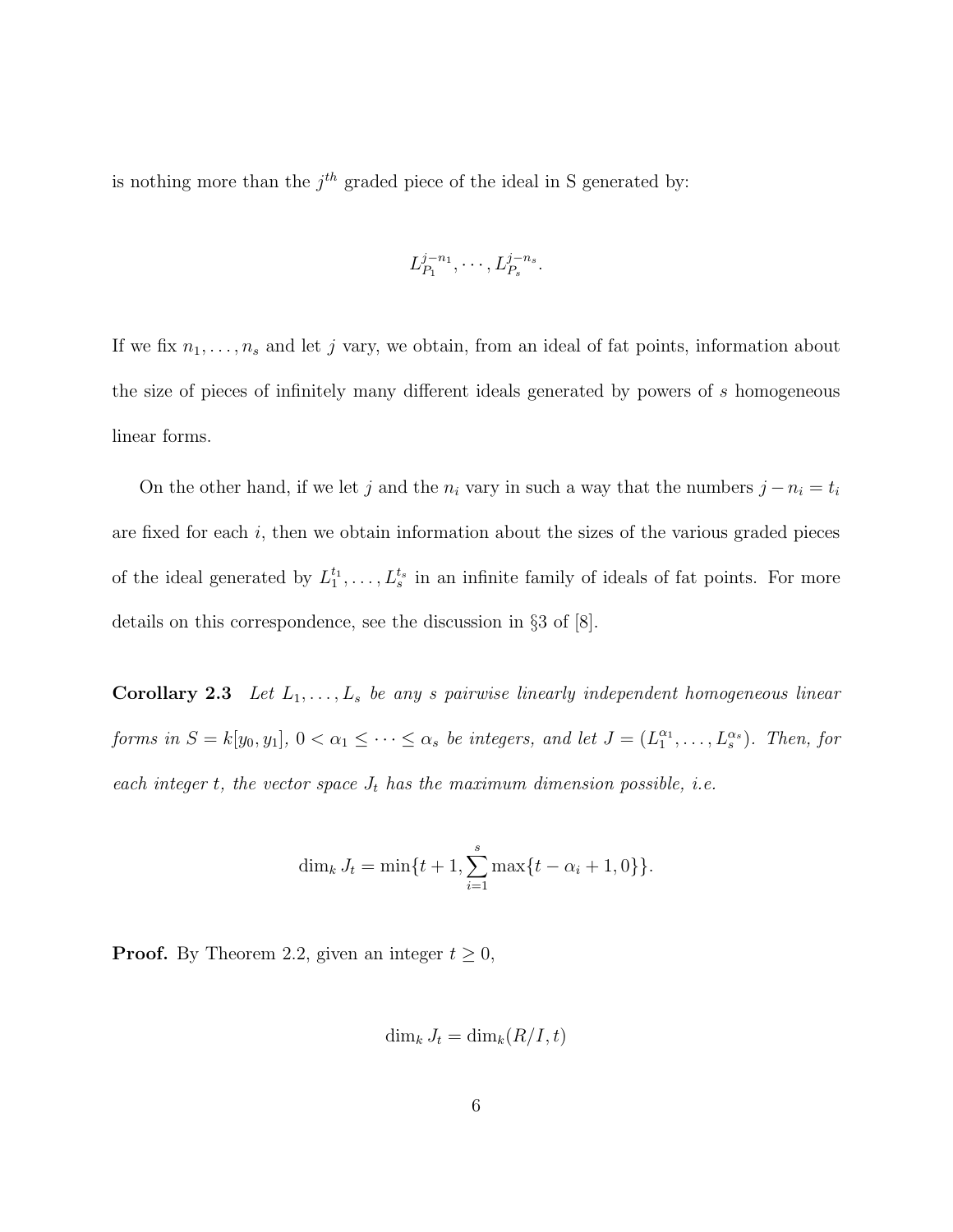is nothing more than the $j^{th}$ graded piece of the ideal in S generated by:

$$L_{P_1}^{j-n_1}, \cdots, L_{P_s}^{j-n_s}.$$

If we fix $n_1, \ldots, n_s$ and let $j$ vary, we obtain, from an ideal of fat points, information about the size of pieces of infinitely many different ideals generated by powers of $s$ homogeneous linear forms.

On the other hand, if we let $j$ and the $n_i$ vary in such a way that the numbers $j - n_i = t_i$ are fixed for each $i$, then we obtain information about the sizes of the various graded pieces of the ideal generated by $L_1^{t_1}, \ldots, L_s^{t_s}$ in an infinite family of ideals of fat points. For more details on this correspondence, see the discussion in §3 of [8].

**Corollary 2.3** *Let $L_1, \ldots, L_s$ be any $s$ pairwise linearly independent homogeneous linear forms in $S = k[y_0, y_1]$, $0 < \alpha_1 \leq \cdots \leq \alpha_s$ be integers, and let $J = (L_1^{\alpha_1}, \ldots, L_s^{\alpha_s})$. Then, for each integer $t$, the vector space $J_t$ has the maximum dimension possible, i.e.*

$$\dim_k J_t = \min\{t + 1, \sum_{i=1}^{s} \max\{t - \alpha_i + 1, 0\}\}.$$

**Proof.** By Theorem 2.2, given an integer $t \geq 0$,

$$\dim_k J_t = \dim_k (R/I, t)$$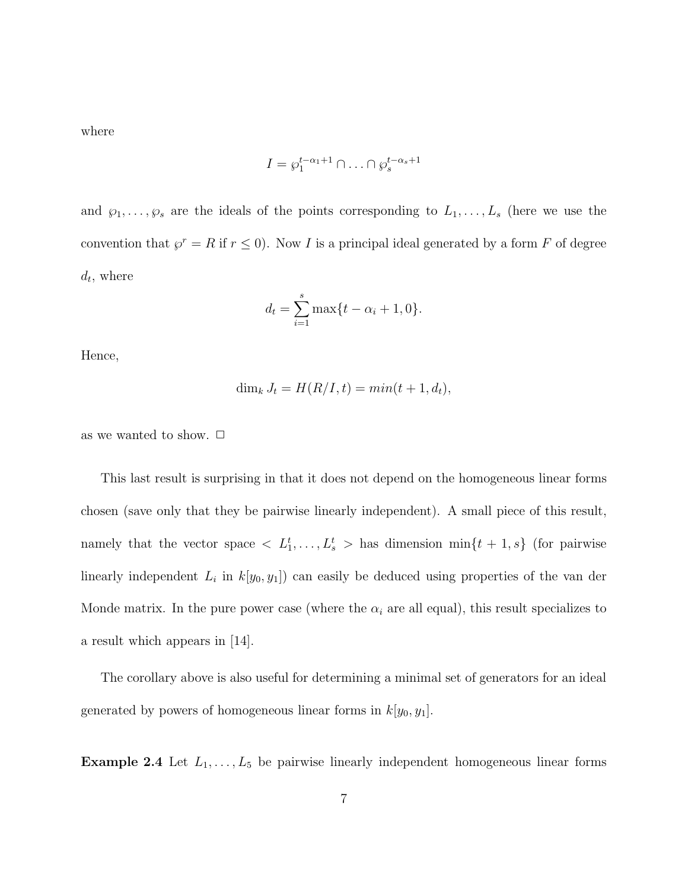where

$$I = \wp_1^{t-\alpha_1+1} \cap \ldots \cap \wp_s^{t-\alpha_s+1}$$

and $\wp_1, \ldots, \wp_s$ are the ideals of the points corresponding to $L_1, \ldots, L_s$ (here we use the convention that $\wp^r = R$ if $r \leq 0$). Now $I$ is a principal ideal generated by a form $F$ of degree $d_t$, where

$$d_t = \sum_{i=1}^{s} \max\{t - \alpha_i + 1, 0\}.$$

Hence,

$$\dim_k J_t = H(R/I, t) = min(t + 1, d_t),$$

as we wanted to show. $\square$

This last result is surprising in that it does not depend on the homogeneous linear forms chosen (save only that they be pairwise linearly independent). A small piece of this result, namely that the vector space $< L_1^t, \ldots, L_s^t >$ has dimension $\min\{t+1, s\}$ (for pairwise linearly independent $L_i$ in $k[y_0, y_1]$) can easily be deduced using properties of the van der Monde matrix. In the pure power case (where the $\alpha_i$ are all equal), this result specializes to a result which appears in [14].

The corollary above is also useful for determining a minimal set of generators for an ideal generated by powers of homogeneous linear forms in $k[y_0, y_1]$.

**Example 2.4** Let $L_1, \ldots, L_5$ be pairwise linearly independent homogeneous linear forms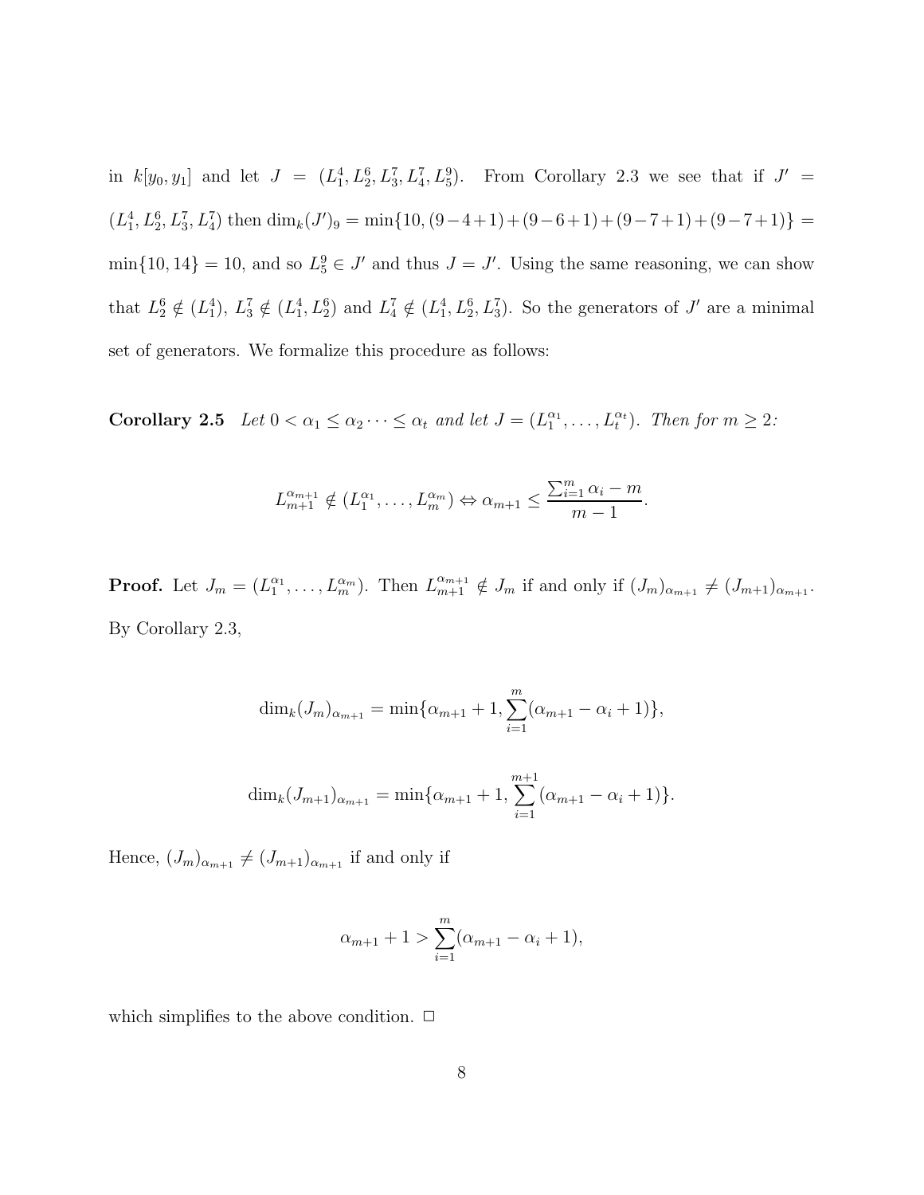in $k[y_0, y_1]$ and let $J = (L_1^4, L_2^6, L_3^7, L_4^7, L_5^9)$. From Corollary 2.3 we see that if $J' = (L_1^4, L_2^6, L_3^7, L_4^7)$ then $\dim_k(J')_9 = \min\{10, (9-4+1)+(9-6+1)+(9-7+1)+(9-7+1)\} = \min\{10, 14\} = 10$, and so $L_5^9 \in J'$ and thus $J = J'$. Using the same reasoning, we can show that $L_2^6 \notin (L_1^4)$, $L_3^7 \notin (L_1^4, L_2^6)$ and $L_4^7 \notin (L_1^4, L_2^6, L_3^7)$. So the generators of $J'$ are a minimal set of generators. We formalize this procedure as follows:

**Corollary 2.5** *Let $0 < \alpha_1 \leq \alpha_2 \cdots \leq \alpha_t$ and let $J = (L_1^{\alpha_1}, \ldots, L_t^{\alpha_t})$. Then for $m \geq 2$:*

$$L_{m+1}^{\alpha_{m+1}} \notin (L_1^{\alpha_1}, \ldots, L_m^{\alpha_m}) \Leftrightarrow \alpha_{m+1} \leq \frac{\sum_{i=1}^m \alpha_i - m}{m-1}.$$

**Proof.** Let $J_m = (L_1^{\alpha_1}, \ldots, L_m^{\alpha_m})$. Then $L_{m+1}^{\alpha_{m+1}} \notin J_m$ if and only if $(J_m)_{\alpha_{m+1}} \neq (J_{m+1})_{\alpha_{m+1}}$. By Corollary 2.3,

$$\dim_k(J_m)_{\alpha_{m+1}} = \min\{\alpha_{m+1}+1, \sum_{i=1}^m (\alpha_{m+1} - \alpha_i + 1)\},$$

$$\dim_k(J_{m+1})_{\alpha_{m+1}} = \min\{\alpha_{m+1}+1, \sum_{i=1}^{m+1} (\alpha_{m+1} - \alpha_i + 1)\}.$$

Hence, $(J_m)_{\alpha_{m+1}} \neq (J_{m+1})_{\alpha_{m+1}}$ if and only if

$$\alpha_{m+1} + 1 > \sum_{i=1}^m (\alpha_{m+1} - \alpha_i + 1),$$

which simplifies to the above condition. $\square$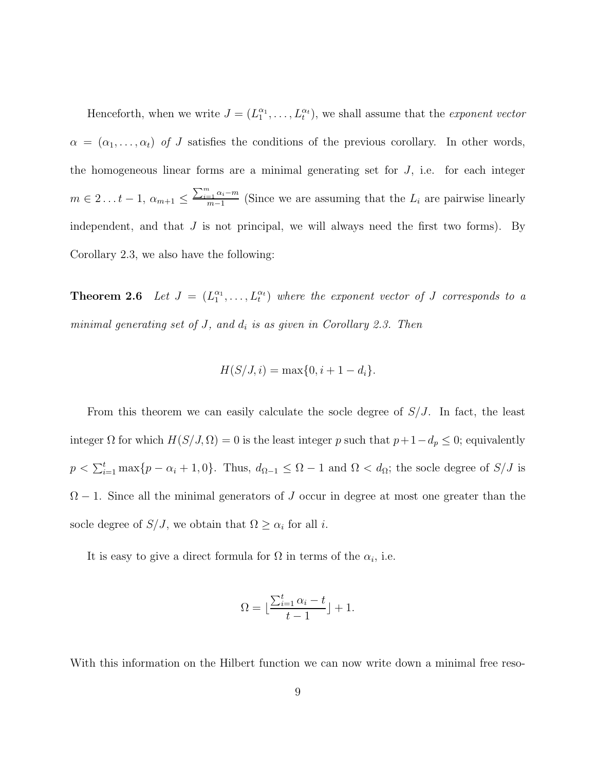Henceforth, when we write $J = (L_1^{\alpha_1}, \dots, L_t^{\alpha_t})$, we shall assume that the *exponent vector* $\alpha = (\alpha_1, \dots, \alpha_t)$ *of* $J$ satisfies the conditions of the previous corollary. In other words, the homogeneous linear forms are a minimal generating set for $J$, i.e. for each integer $m \in 2 \dots t-1$, $\alpha_{m+1} \leq \frac{\sum_{i=1}^{m} \alpha_i - m}{m-1}$ (Since we are assuming that the $L_i$ are pairwise linearly independent, and that $J$ is not principal, we will always need the first two forms). By Corollary 2.3, we also have the following:

**Theorem 2.6** *Let $J = (L_1^{\alpha_1}, \dots, L_t^{\alpha_t})$ where the exponent vector of $J$ corresponds to a minimal generating set of $J$, and $d_i$ is as given in Corollary 2.3. Then*

$$H(S/J, i) = \max\{0, i + 1 - d_i\}.$$

From this theorem we can easily calculate the socle degree of $S/J$. In fact, the least integer $\Omega$ for which $H(S/J, \Omega) = 0$ is the least integer $p$ such that $p + 1 - d_p \leq 0$; equivalently $p < \sum_{i=1}^{t} \max\{p - \alpha_i + 1, 0\}$. Thus, $d_{\Omega-1} \leq \Omega - 1$ and $\Omega < d_\Omega$; the socle degree of $S/J$ is $\Omega - 1$. Since all the minimal generators of $J$ occur in degree at most one greater than the socle degree of $S/J$, we obtain that $\Omega \geq \alpha_i$ for all $i$.

It is easy to give a direct formula for $\Omega$ in terms of the $\alpha_i$, i.e.

$$\Omega = \lfloor \frac{\sum_{i=1}^{t} \alpha_i - t}{t-1} \rfloor + 1.$$

With this information on the Hilbert function we can now write down a minimal free reso-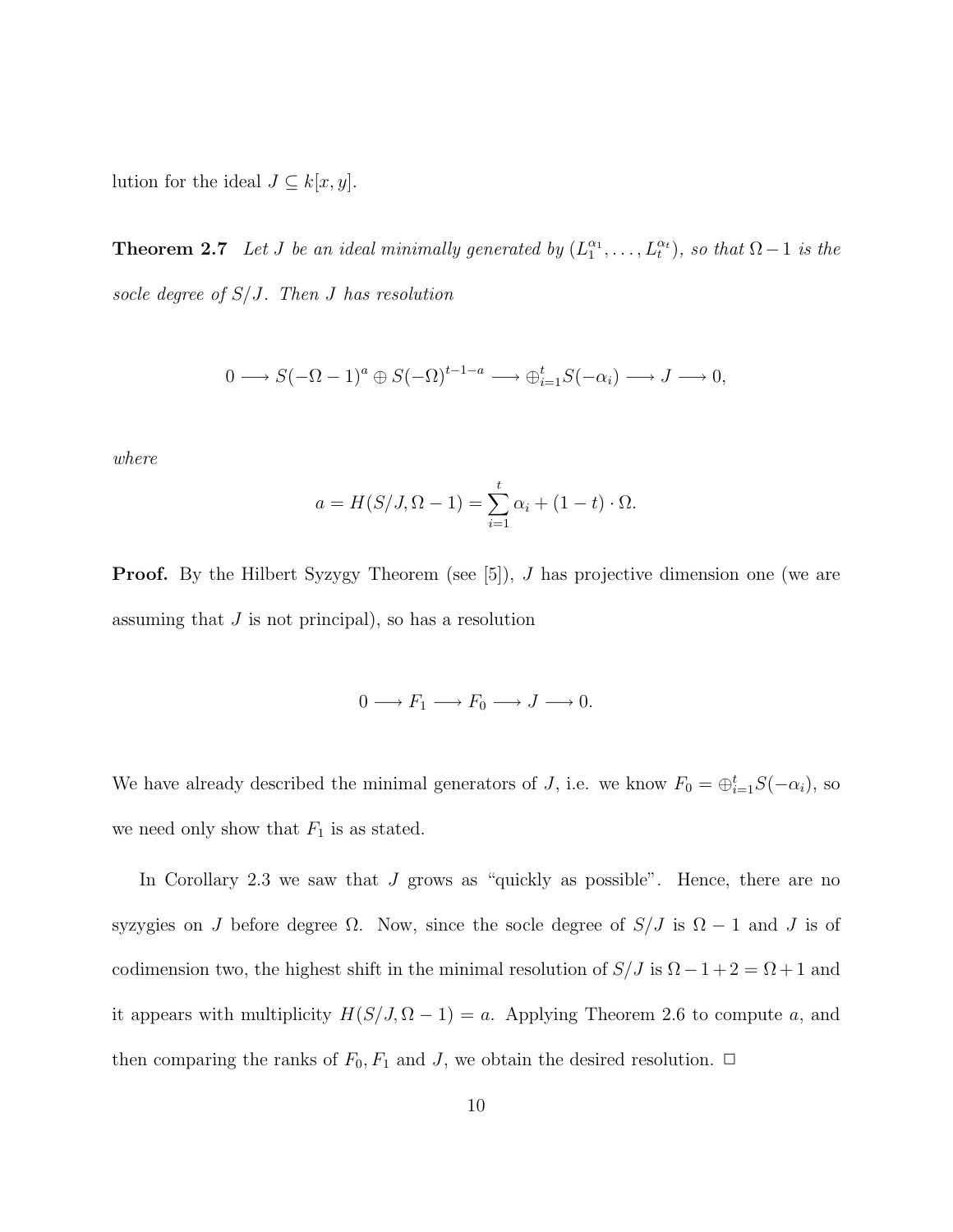lution for the ideal $J \subseteq k[x, y]$.

**Theorem 2.7** *Let $J$ be an ideal minimally generated by $(L_1^{\alpha_1}, \ldots, L_t^{\alpha_t})$, so that $\Omega - 1$ is the socle degree of $S/J$. Then $J$ has resolution*

$$0 \longrightarrow S(-\Omega - 1)^a \oplus S(-\Omega)^{t-1-a} \longrightarrow \oplus_{i=1}^t S(-\alpha_i) \longrightarrow J \longrightarrow 0,$$

*where*

$$a = H(S/J, \Omega - 1) = \sum_{i=1}^t \alpha_i + (1 - t) \cdot \Omega.$$

**Proof.** By the Hilbert Syzygy Theorem (see [5]), $J$ has projective dimension one (we are assuming that $J$ is not principal), so has a resolution

$$0 \longrightarrow F_1 \longrightarrow F_0 \longrightarrow J \longrightarrow 0.$$

We have already described the minimal generators of $J$, i.e. we know $F_0 = \oplus_{i=1}^t S(-\alpha_i)$, so we need only show that $F_1$ is as stated.

In Corollary 2.3 we saw that $J$ grows as "quickly as possible". Hence, there are no syzygies on $J$ before degree $\Omega$. Now, since the socle degree of $S/J$ is $\Omega - 1$ and $J$ is of codimension two, the highest shift in the minimal resolution of $S/J$ is $\Omega - 1 + 2 = \Omega + 1$ and it appears with multiplicity $H(S/J, \Omega - 1) = a$. Applying Theorem 2.6 to compute $a$, and then comparing the ranks of $F_0, F_1$ and $J$, we obtain the desired resolution. $\Box$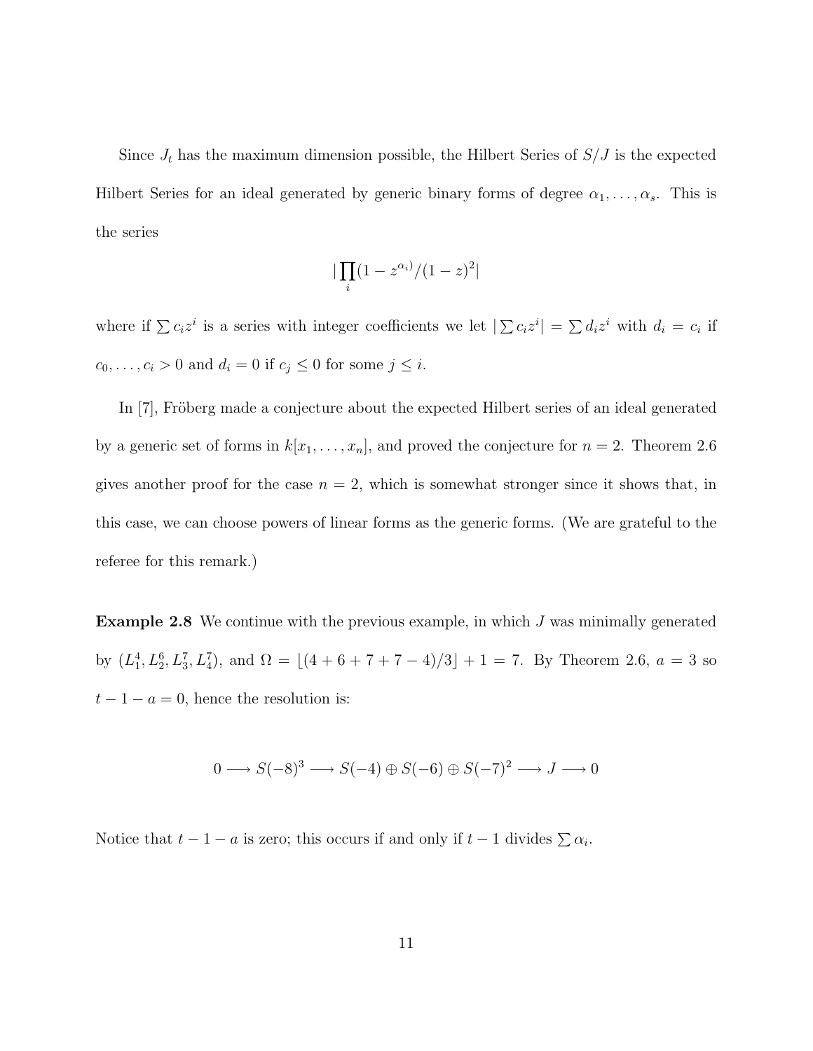Since $J_t$ has the maximum dimension possible, the Hilbert Series of $S/J$ is the expected Hilbert Series for an ideal generated by generic binary forms of degree $\alpha_1, \ldots, \alpha_s$. This is the series

$$|\prod_i (1 - z^{\alpha_i})/(1 - z)^2|$$

where if $\sum c_i z^i$ is a series with integer coefficients we let $|\sum c_i z^i| = \sum d_i z^i$ with $d_i = c_i$ if $c_0, \ldots, c_i > 0$ and $d_i = 0$ if $c_j \leq 0$ for some $j \leq i$.

In [7], Fröberg made a conjecture about the expected Hilbert series of an ideal generated by a generic set of forms in $k[x_1, \ldots, x_n]$, and proved the conjecture for $n = 2$. Theorem 2.6 gives another proof for the case $n = 2$, which is somewhat stronger since it shows that, in this case, we can choose powers of linear forms as the generic forms. (We are grateful to the referee for this remark.)

**Example 2.8** We continue with the previous example, in which $J$ was minimally generated by $(L_1^4, L_2^6, L_3^7, L_4^7)$, and $\Omega = \lfloor (4 + 6 + 7 + 7 - 4)/3 \rfloor + 1 = 7$. By Theorem 2.6, $a = 3$ so $t - 1 - a = 0$, hence the resolution is:

$$0 \longrightarrow S(-8)^3 \longrightarrow S(-4) \oplus S(-6) \oplus S(-7)^2 \longrightarrow J \longrightarrow 0$$

Notice that $t - 1 - a$ is zero; this occurs if and only if $t - 1$ divides $\sum \alpha_i$.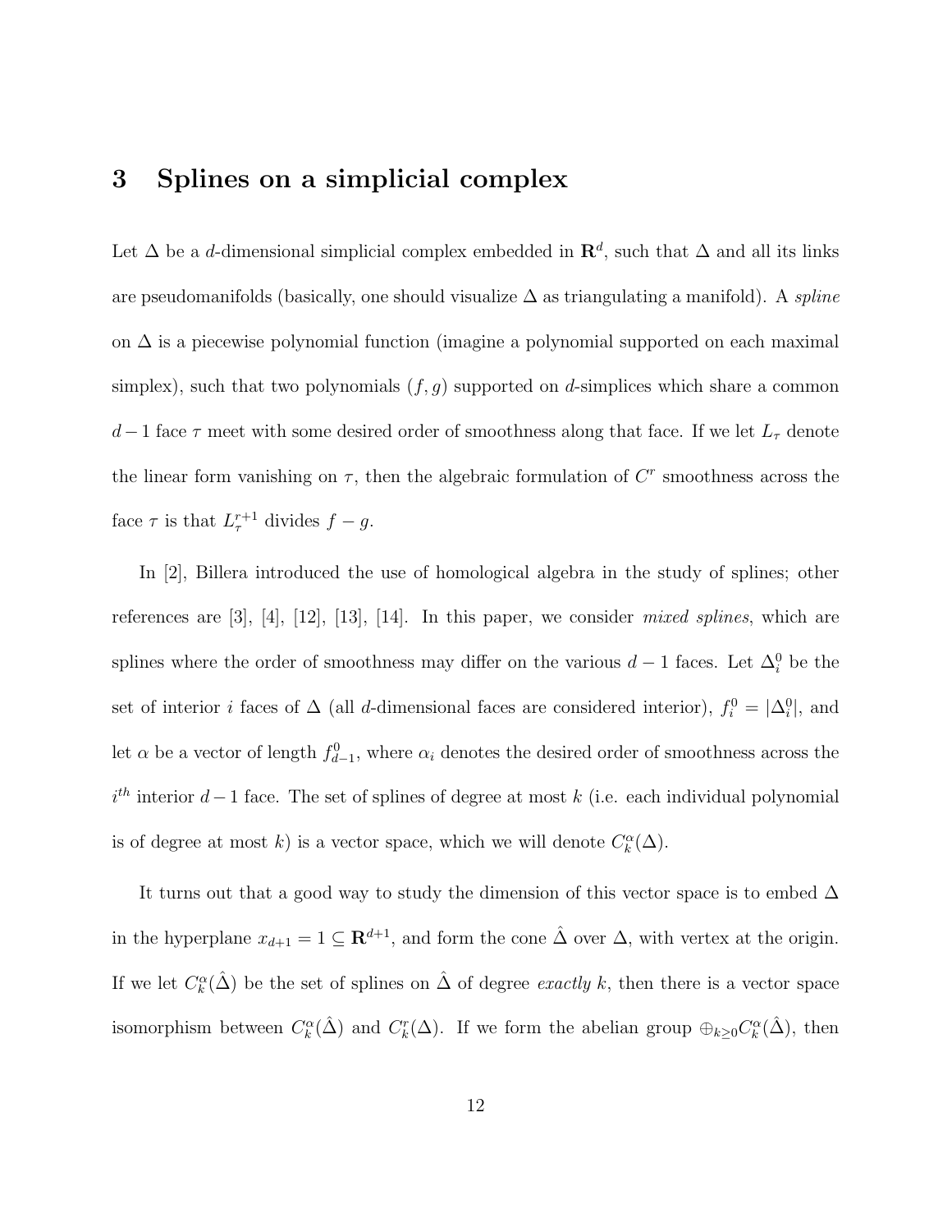## 3 Splines on a simplicial complex

Let $\Delta$ be a $d$-dimensional simplicial complex embedded in $\mathbf{R}^d$, such that $\Delta$ and all its links are pseudomanifolds (basically, one should visualize $\Delta$ as triangulating a manifold). A *spline* on $\Delta$ is a piecewise polynomial function (imagine a polynomial supported on each maximal simplex), such that two polynomials $(f, g)$ supported on $d$-simplices which share a common $d-1$ face $\tau$ meet with some desired order of smoothness along that face. If we let $L_\tau$ denote the linear form vanishing on $\tau$, then the algebraic formulation of $C^r$ smoothness across the face $\tau$ is that $L_\tau^{r+1}$ divides $f - g$.

In [2], Billera introduced the use of homological algebra in the study of splines; other references are [3], [4], [12], [13], [14]. In this paper, we consider *mixed splines*, which are splines where the order of smoothness may differ on the various $d-1$ faces. Let $\Delta_i^0$ be the set of interior $i$ faces of $\Delta$ (all $d$-dimensional faces are considered interior), $f_i^0 = |\Delta_i^0|$, and let $\alpha$ be a vector of length $f_{d-1}^0$, where $\alpha_i$ denotes the desired order of smoothness across the $i^{th}$ interior $d-1$ face. The set of splines of degree at most $k$ (i.e. each individual polynomial is of degree at most $k$) is a vector space, which we will denote $C_k^\alpha(\Delta)$.

It turns out that a good way to study the dimension of this vector space is to embed $\Delta$ in the hyperplane $x_{d+1} = 1 \subseteq \mathbf{R}^{d+1}$, and form the cone $\hat{\Delta}$ over $\Delta$, with vertex at the origin. If we let $C_k^\alpha(\hat{\Delta})$ be the set of splines on $\hat{\Delta}$ of degree *exactly* $k$, then there is a vector space isomorphism between $C_k^\alpha(\hat{\Delta})$ and $C_k^r(\Delta)$. If we form the abelian group $\oplus_{k \geq 0} C_k^\alpha(\hat{\Delta})$, then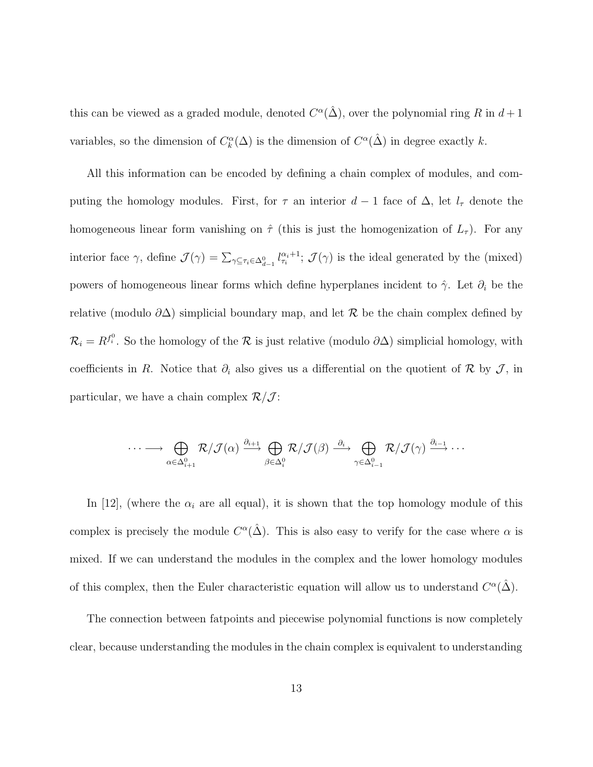this can be viewed as a graded module, denoted $C^\alpha(\hat{\Delta})$, over the polynomial ring $R$ in $d+1$ variables, so the dimension of $C^\alpha_k(\Delta)$ is the dimension of $C^\alpha(\hat{\Delta})$ in degree exactly $k$.

All this information can be encoded by defining a chain complex of modules, and computing the homology modules. First, for $\tau$ an interior $d-1$ face of $\Delta$, let $l_\tau$ denote the homogeneous linear form vanishing on $\hat{\tau}$ (this is just the homogenization of $L_\tau$). For any interior face $\gamma$, define $\mathcal{J}(\gamma) = \sum_{\gamma \subseteq \tau_i \in \Delta^0_{d-1}} l_{\tau_i}^{\alpha_i+1}$; $\mathcal{J}(\gamma)$ is the ideal generated by the (mixed) powers of homogeneous linear forms which define hyperplanes incident to $\hat{\gamma}$. Let $\partial_i$ be the relative (modulo $\partial\Delta$) simplicial boundary map, and let $\mathcal{R}$ be the chain complex defined by $\mathcal{R}_i = R^{f^0_i}$. So the homology of the $\mathcal{R}$ is just relative (modulo $\partial\Delta$) simplicial homology, with coefficients in $R$. Notice that $\partial_i$ also gives us a differential on the quotient of $\mathcal{R}$ by $\mathcal{J}$, in particular, we have a chain complex $\mathcal{R}/\mathcal{J}$:

$$\cdots \longrightarrow \bigoplus_{\alpha \in \Delta^0_{i+1}} \mathcal{R}/\mathcal{J}(\alpha) \xrightarrow{\partial_{i+1}} \bigoplus_{\beta \in \Delta^0_i} \mathcal{R}/\mathcal{J}(\beta) \xrightarrow{\partial_i} \bigoplus_{\gamma \in \Delta^0_{i-1}} \mathcal{R}/\mathcal{J}(\gamma) \xrightarrow{\partial_{i-1}} \cdots$$

In [12], (where the $\alpha_i$ are all equal), it is shown that the top homology module of this complex is precisely the module $C^\alpha(\hat{\Delta})$. This is also easy to verify for the case where $\alpha$ is mixed. If we can understand the modules in the complex and the lower homology modules of this complex, then the Euler characteristic equation will allow us to understand $C^\alpha(\hat{\Delta})$.

The connection between fatpoints and piecewise polynomial functions is now completely clear, because understanding the modules in the chain complex is equivalent to understanding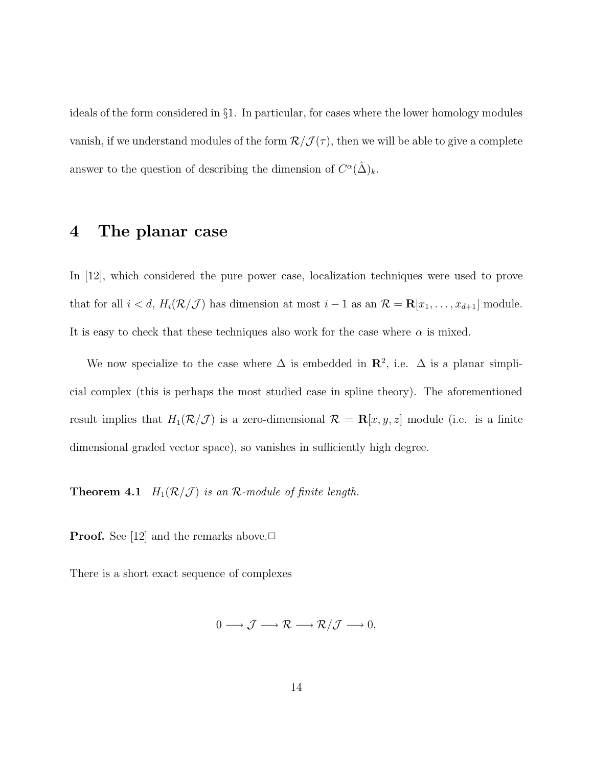ideals of the form considered in §1. In particular, for cases where the lower homology modules vanish, if we understand modules of the form $\mathcal{R}/\mathcal{J}(\tau)$, then we will be able to give a complete answer to the question of describing the dimension of $C^{\alpha}(\hat{\Delta})_k$.

# 4 The planar case

In [12], which considered the pure power case, localization techniques were used to prove that for all $i < d$, $H_i(\mathcal{R}/\mathcal{J})$ has dimension at most $i-1$ as an $\mathcal{R} = \mathbf{R}[x_1, \ldots, x_{d+1}]$ module. It is easy to check that these techniques also work for the case where $\alpha$ is mixed.

We now specialize to the case where $\Delta$ is embedded in $\mathbf{R}^2$, i.e. $\Delta$ is a planar simplicial complex (this is perhaps the most studied case in spline theory). The aforementioned result implies that $H_1(\mathcal{R}/\mathcal{J})$ is a zero-dimensional $\mathcal{R} = \mathbf{R}[x, y, z]$ module (i.e. is a finite dimensional graded vector space), so vanishes in sufficiently high degree.

**Theorem 4.1** *$H_1(\mathcal{R}/\mathcal{J})$ is an $\mathcal{R}$-module of finite length.*

**Proof.** See [12] and the remarks above.□

There is a short exact sequence of complexes

$$0 \longrightarrow \mathcal{J} \longrightarrow \mathcal{R} \longrightarrow \mathcal{R}/\mathcal{J} \longrightarrow 0,$$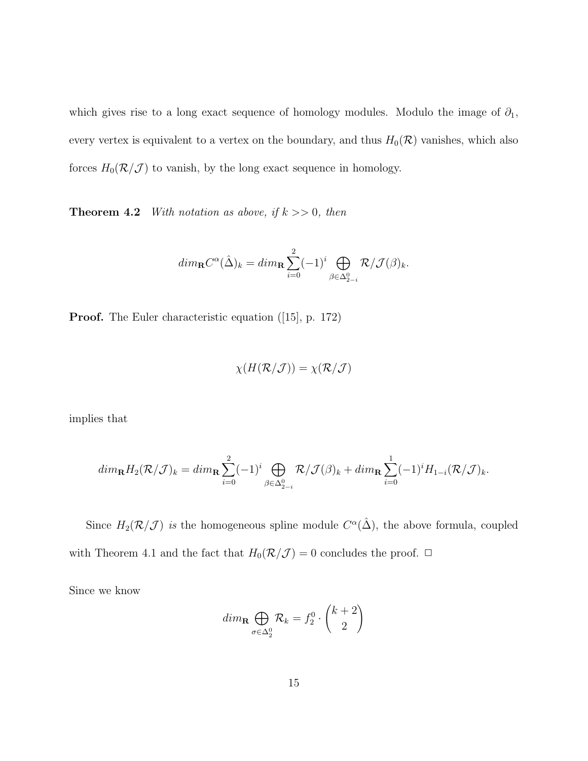which gives rise to a long exact sequence of homology modules. Modulo the image of $\partial_1$, every vertex is equivalent to a vertex on the boundary, and thus $H_0(\mathcal{R})$ vanishes, which also forces $H_0(\mathcal{R}/\mathcal{J})$ to vanish, by the long exact sequence in homology.

**Theorem 4.2** *With notation as above, if $k >> 0$, then*

$$dim_{\mathbf{R}} C^{\alpha}(\hat{\Delta})_k = dim_{\mathbf{R}} \sum_{i=0}^{2} (-1)^i \bigoplus_{\beta \in \Delta^0_{2-i}} \mathcal{R}/\mathcal{J}(\beta)_k.$$

**Proof.** The Euler characteristic equation ([15], p. 172)

$$\chi(H(\mathcal{R}/\mathcal{J})) = \chi(\mathcal{R}/\mathcal{J})$$

implies that

$$dim_{\mathbf{R}} H_2(\mathcal{R}/\mathcal{J})_k = dim_{\mathbf{R}} \sum_{i=0}^{2} (-1)^i \bigoplus_{\beta \in \Delta^0_{2-i}} \mathcal{R}/\mathcal{J}(\beta)_k + dim_{\mathbf{R}} \sum_{i=0}^{1} (-1)^i H_{1-i}(\mathcal{R}/\mathcal{J})_k.$$

Since $H_2(\mathcal{R}/\mathcal{J})$ *is* the homogeneous spline module $C^{\alpha}(\hat{\Delta})$, the above formula, coupled with Theorem 4.1 and the fact that $H_0(\mathcal{R}/\mathcal{J}) = 0$ concludes the proof. $\square$

Since we know

$$dim_{\mathbf{R}} \bigoplus_{\sigma \in \Delta^0_2} \mathcal{R}_k = f^0_2 \cdot \binom{k+2}{2}$$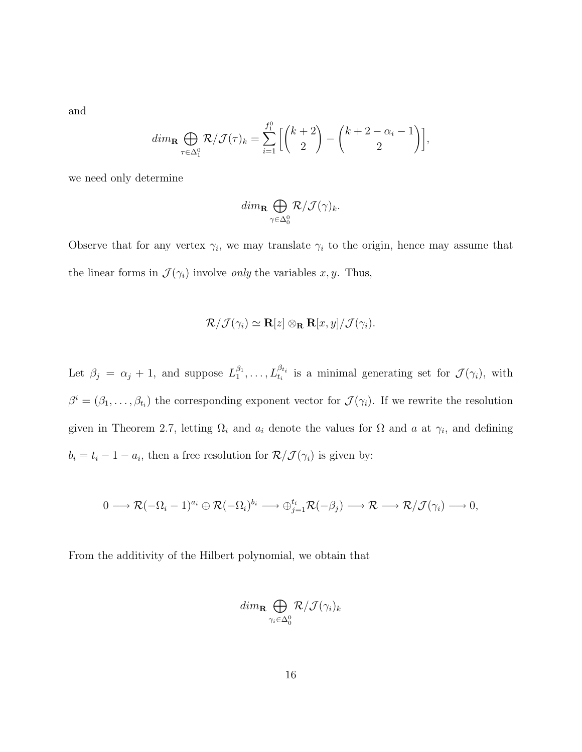and

$$dim_{\mathbf{R}} \bigoplus_{\tau \in \Delta_1^0} \mathcal{R}/\mathcal{J}(\tau)_k = \sum_{i=1}^{f_1^0} \Big[ \binom{k+2}{2} - \binom{k+2-\alpha_i-1}{2} \Big],$$

we need only determine

$$dim_{\mathbf{R}} \bigoplus_{\gamma \in \Delta_0^0} \mathcal{R}/\mathcal{J}(\gamma)_k.$$

Observe that for any vertex $\gamma_i$, we may translate $\gamma_i$ to the origin, hence may assume that the linear forms in $\mathcal{J}(\gamma_i)$ involve *only* the variables $x, y$. Thus,

$$\mathcal{R}/\mathcal{J}(\gamma_i) \simeq \mathbf{R}[z] \otimes_{\mathbf{R}} \mathbf{R}[x,y]/\mathcal{J}(\gamma_i).$$

Let $\beta_j = \alpha_j + 1$, and suppose $L_1^{\beta_1}, \ldots, L_{t_i}^{\beta_{t_i}}$ is a minimal generating set for $\mathcal{J}(\gamma_i)$, with $\beta^i = (\beta_1, \ldots, \beta_{t_i})$ the corresponding exponent vector for $\mathcal{J}(\gamma_i)$. If we rewrite the resolution given in Theorem 2.7, letting $\Omega_i$ and $a_i$ denote the values for $\Omega$ and $a$ at $\gamma_i$, and defining $b_i = t_i - 1 - a_i$, then a free resolution for $\mathcal{R}/\mathcal{J}(\gamma_i)$ is given by:

$$0 \longrightarrow \mathcal{R}(-\Omega_i - 1)^{a_i} \oplus \mathcal{R}(-\Omega_i)^{b_i} \longrightarrow \oplus_{j=1}^{t_i} \mathcal{R}(-\beta_j) \longrightarrow \mathcal{R} \longrightarrow \mathcal{R}/\mathcal{J}(\gamma_i) \longrightarrow 0,$$

From the additivity of the Hilbert polynomial, we obtain that

$$dim_{\mathbf{R}} \bigoplus_{\gamma_i \in \Delta_0^0} \mathcal{R}/\mathcal{J}(\gamma_i)_k$$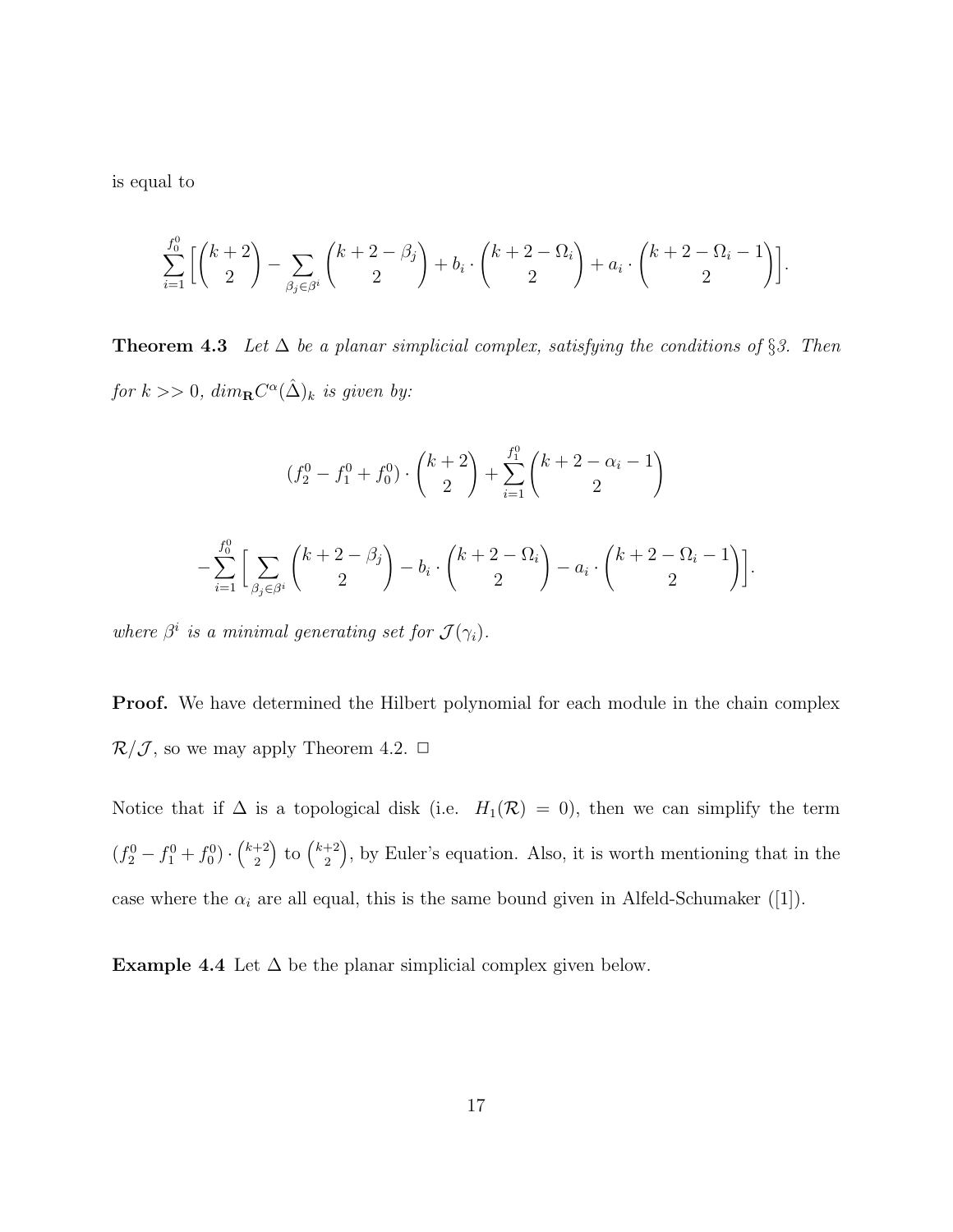is equal to

$$\sum_{i=1}^{f_0^0} \Big[ \binom{k+2}{2} - \sum_{\beta_j \in \beta^i} \binom{k+2-\beta_j}{2} + b_i \cdot \binom{k+2-\Omega_i}{2} + a_i \cdot \binom{k+2-\Omega_i-1}{2} \Big].$$

**Theorem 4.3** *Let $\Delta$ be a planar simplicial complex, satisfying the conditions of §3. Then for $k >> 0$, $dim_{\mathbf{R}} C^{\alpha}(\hat{\Delta})_k$ is given by:*

$$(f_2^0 - f_1^0 + f_0^0) \cdot \binom{k+2}{2} + \sum_{i=1}^{f_1^0} \binom{k+2-\alpha_i-1}{2}$$

$$- \sum_{i=1}^{f_0^0} \Big[ \sum_{\beta_j \in \beta^i} \binom{k+2-\beta_j}{2} - b_i \cdot \binom{k+2-\Omega_i}{2} - a_i \cdot \binom{k+2-\Omega_i-1}{2} \Big].$$

*where $\beta^i$ is a minimal generating set for $\mathcal{J}(\gamma_i)$.*

**Proof.** We have determined the Hilbert polynomial for each module in the chain complex $\mathcal{R}/\mathcal{J}$, so we may apply Theorem 4.2. □

Notice that if $\Delta$ is a topological disk (i.e. $H_1(\mathcal{R}) = 0$), then we can simplify the term $(f_2^0 - f_1^0 + f_0^0) \cdot \binom{k+2}{2}$ to $\binom{k+2}{2}$, by Euler's equation. Also, it is worth mentioning that in the case where the $\alpha_i$ are all equal, this is the same bound given in Alfeld-Schumaker ([1]).

**Example 4.4** Let $\Delta$ be the planar simplicial complex given below.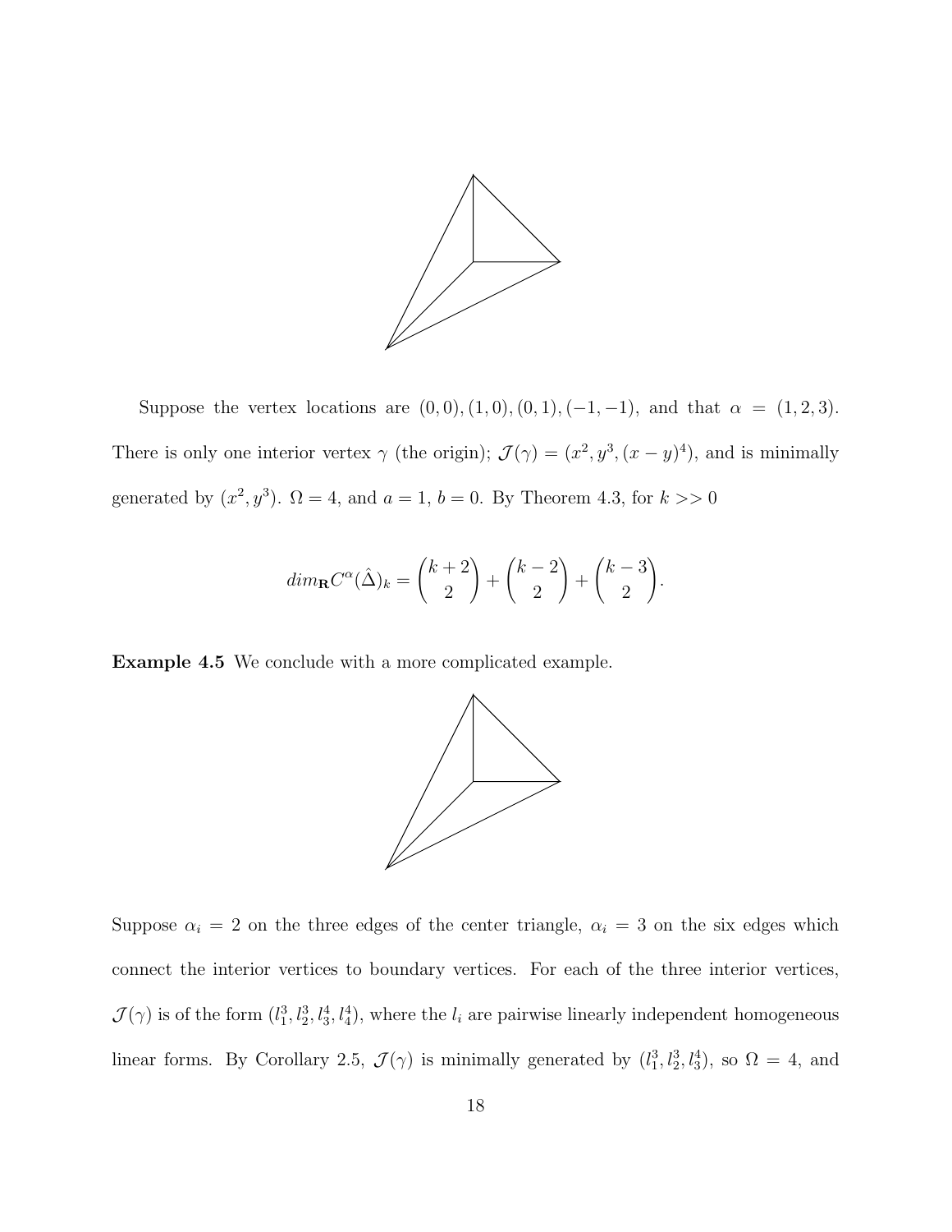Suppose the vertex locations are $(0,0),(1,0),(0,1),(-1,-1)$, and that $\alpha = (1,2,3)$. There is only one interior vertex $\gamma$ (the origin); $\mathcal{J}(\gamma) = (x^2, y^3, (x-y)^4)$, and is minimally generated by $(x^2, y^3)$. $\Omega = 4$, and $a = 1$, $b = 0$. By Theorem 4.3, for $k >> 0$

$$dim_{\mathbf{R}} C^{\alpha}(\hat{\Delta})_k = \binom{k+2}{2} + \binom{k-2}{2} + \binom{k-3}{2}.$$

**Example 4.5** We conclude with a more complicated example.

Suppose $\alpha_i = 2$ on the three edges of the center triangle, $\alpha_i = 3$ on the six edges which connect the interior vertices to boundary vertices. For each of the three interior vertices, $\mathcal{J}(\gamma)$ is of the form $(l_1^3, l_2^3, l_3^4, l_4^4)$, where the $l_i$ are pairwise linearly independent homogeneous linear forms. By Corollary 2.5, $\mathcal{J}(\gamma)$ is minimally generated by $(l_1^3, l_2^3, l_3^4)$, so $\Omega = 4$, and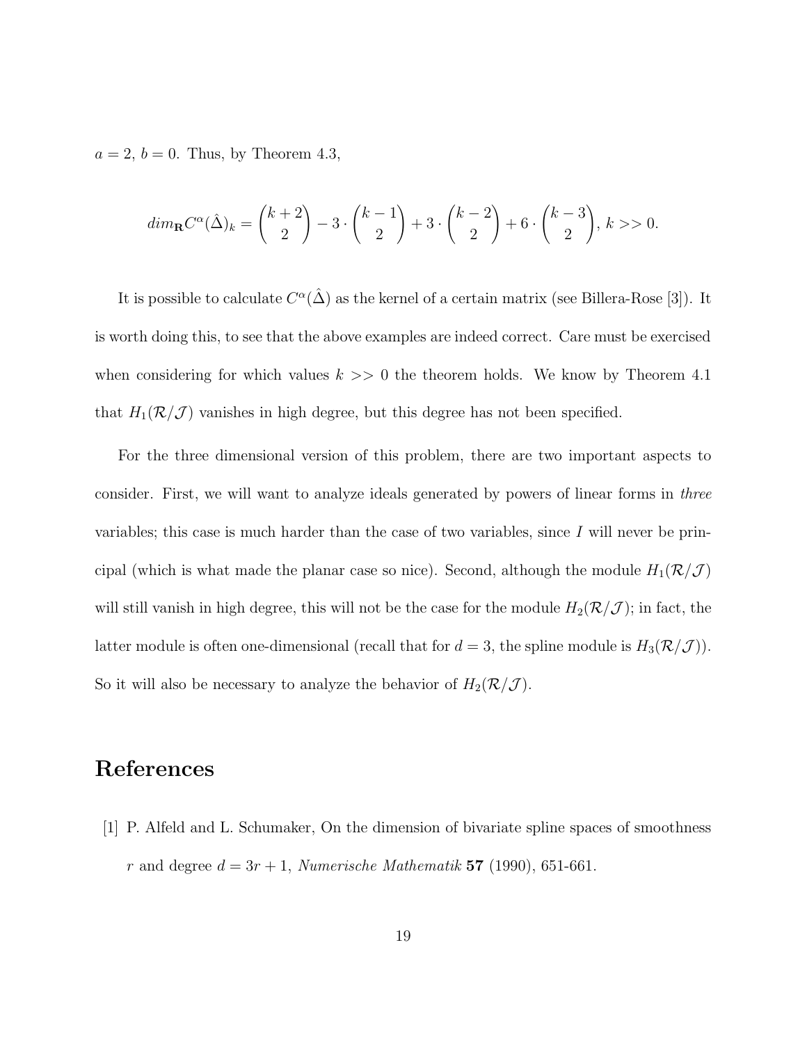$a = 2$, $b = 0$. Thus, by Theorem 4.3,

$$dim_{\mathbf{R}} C^{\alpha}(\hat{\Delta})_k = \binom{k+2}{2} - 3 \cdot \binom{k-1}{2} + 3 \cdot \binom{k-2}{2} + 6 \cdot \binom{k-3}{2},\ k >> 0.$$

It is possible to calculate $C^{\alpha}(\hat{\Delta})$ as the kernel of a certain matrix (see Billera-Rose [3]). It is worth doing this, to see that the above examples are indeed correct. Care must be exercised when considering for which values $k >> 0$ the theorem holds. We know by Theorem 4.1 that $H_1(\mathcal{R}/\mathcal{J})$ vanishes in high degree, but this degree has not been specified.

For the three dimensional version of this problem, there are two important aspects to consider. First, we will want to analyze ideals generated by powers of linear forms in *three* variables; this case is much harder than the case of two variables, since $I$ will never be principal (which is what made the planar case so nice). Second, although the module $H_1(\mathcal{R}/\mathcal{J})$ will still vanish in high degree, this will not be the case for the module $H_2(\mathcal{R}/\mathcal{J})$; in fact, the latter module is often one-dimensional (recall that for $d = 3$, the spline module is $H_3(\mathcal{R}/\mathcal{J})$). So it will also be necessary to analyze the behavior of $H_2(\mathcal{R}/\mathcal{J})$.

# References

[1] P. Alfeld and L. Schumaker, On the dimension of bivariate spline spaces of smoothness $r$ and degree $d = 3r + 1$, *Numerische Mathematik* **57** (1990), 651-661.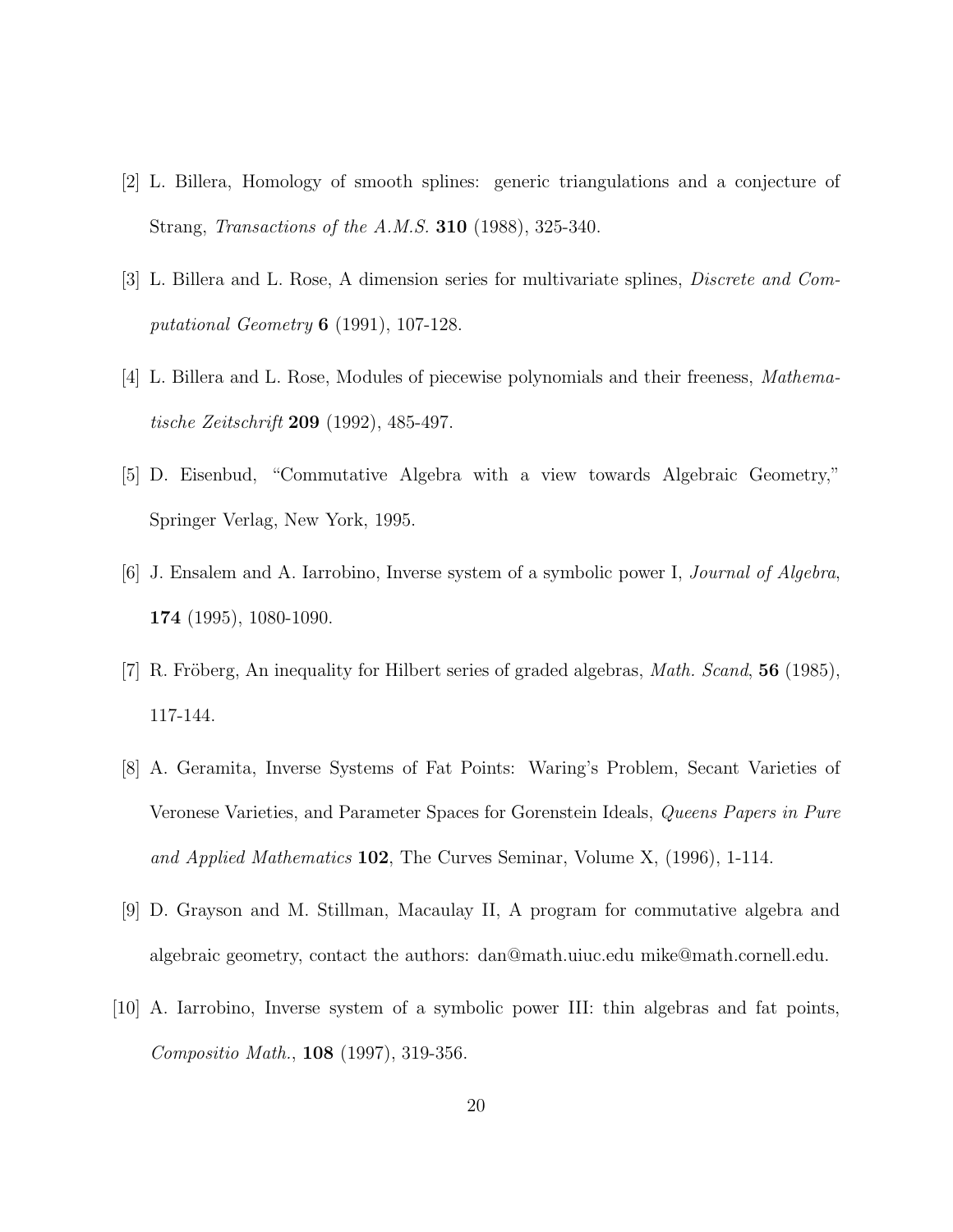[2] L. Billera, Homology of smooth splines: generic triangulations and a conjecture of Strang, *Transactions of the A.M.S.* **310** (1988), 325-340.

[3] L. Billera and L. Rose, A dimension series for multivariate splines, *Discrete and Computational Geometry* **6** (1991), 107-128.

[4] L. Billera and L. Rose, Modules of piecewise polynomials and their freeness, *Mathematische Zeitschrift* **209** (1992), 485-497.

[5] D. Eisenbud, "Commutative Algebra with a view towards Algebraic Geometry," Springer Verlag, New York, 1995.

[6] J. Ensalem and A. Iarrobino, Inverse system of a symbolic power I, *Journal of Algebra*, **174** (1995), 1080-1090.

[7] R. Fröberg, An inequality for Hilbert series of graded algebras, *Math. Scand*, **56** (1985), 117-144.

[8] A. Geramita, Inverse Systems of Fat Points: Waring's Problem, Secant Varieties of Veronese Varieties, and Parameter Spaces for Gorenstein Ideals, *Queens Papers in Pure and Applied Mathematics* **102**, The Curves Seminar, Volume X, (1996), 1-114.

[9] D. Grayson and M. Stillman, Macaulay II, A program for commutative algebra and algebraic geometry, contact the authors: dan@math.uiuc.edu mike@math.cornell.edu.

[10] A. Iarrobino, Inverse system of a symbolic power III: thin algebras and fat points, *Compositio Math.*, **108** (1997), 319-356.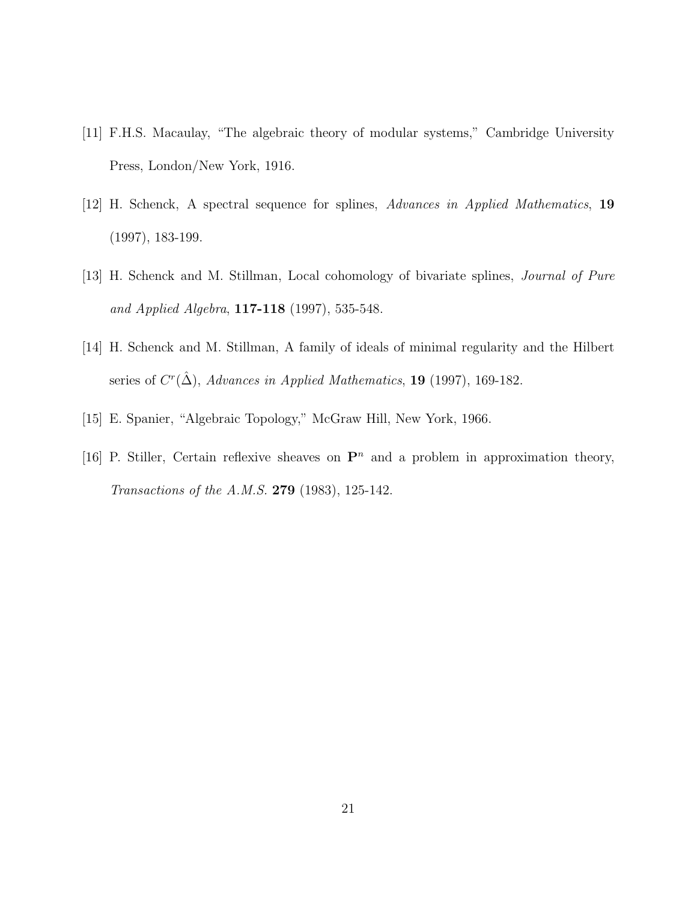[11] F.H.S. Macaulay, "The algebraic theory of modular systems," Cambridge University Press, London/New York, 1916.

[12] H. Schenck, A spectral sequence for splines, *Advances in Applied Mathematics*, **19** (1997), 183-199.

[13] H. Schenck and M. Stillman, Local cohomology of bivariate splines, *Journal of Pure and Applied Algebra*, **117-118** (1997), 535-548.

[14] H. Schenck and M. Stillman, A family of ideals of minimal regularity and the Hilbert series of $C^r(\hat{\Delta})$, *Advances in Applied Mathematics*, **19** (1997), 169-182.

[15] E. Spanier, "Algebraic Topology," McGraw Hill, New York, 1966.

[16] P. Stiller, Certain reflexive sheaves on $\mathbf{P}^n$ and a problem in approximation theory, *Transactions of the A.M.S.* **279** (1983), 125-142.